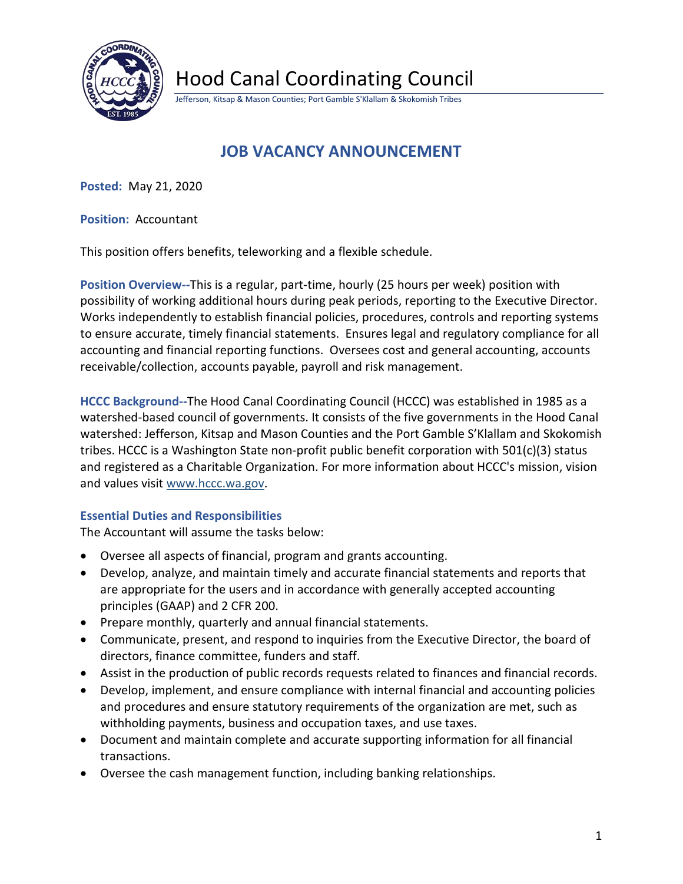# Hood Canal Coordinating Council

Jefferson, Kitsap & Mason Counties; Port Gamble S'Klallam & Skokomish Tribes

## JOB VACANCY ANNOUNCEMENT

**Posted:** May 21, 2020

**Position:** Accountant

This position offers benefits, teleworking and a flexible schedule.

**Position Overview--**This is a regular, part-time, hourly (25 hours per week) position with possibility of working additional hours during peak periods, reporting to the Executive Director. Works independently to establish financial policies, procedures, controls and reporting systems to ensure accurate, timely financial statements. Ensures legal and regulatory compliance for all accounting and financial reporting functions. Oversees cost and general accounting, accounts receivable/collection, accounts payable, payroll and risk management.

**HCCC Background--**The Hood Canal Coordinating Council (HCCC) was established in 1985 as a watershed-based council of governments. It consists of the five governments in the Hood Canal watershed: Jefferson, Kitsap and Mason Counties and the Port Gamble S'Klallam and Skokomish tribes. HCCC is a Washington State non-profit public benefit corporation with 501(c)(3) status and registered as a Charitable Organization. For more information about HCCC's mission, vision and values visit [www.hccc.wa.gov](www.hccc.wa.gov).

### Essential Duties and Responsibilities

The Accountant will assume the tasks below:

- Oversee all aspects of financial, program and grants accounting.
- Develop, analyze, and maintain timely and accurate financial statements and reports that are appropriate for the users and in accordance with generally accepted accounting principles (GAAP) and 2 CFR 200.
- Prepare monthly, quarterly and annual financial statements.
- Communicate, present, and respond to inquiries from the Executive Director, the board of directors, finance committee, funders and staff.
- Assist in the production of public records requests related to finances and financial records.
- Develop, implement, and ensure compliance with internal financial and accounting policies and procedures and ensure statutory requirements of the organization are met, such as withholding payments, business and occupation taxes, and use taxes.
- Document and maintain complete and accurate supporting information for all financial transactions.
- Oversee the cash management function, including banking relationships.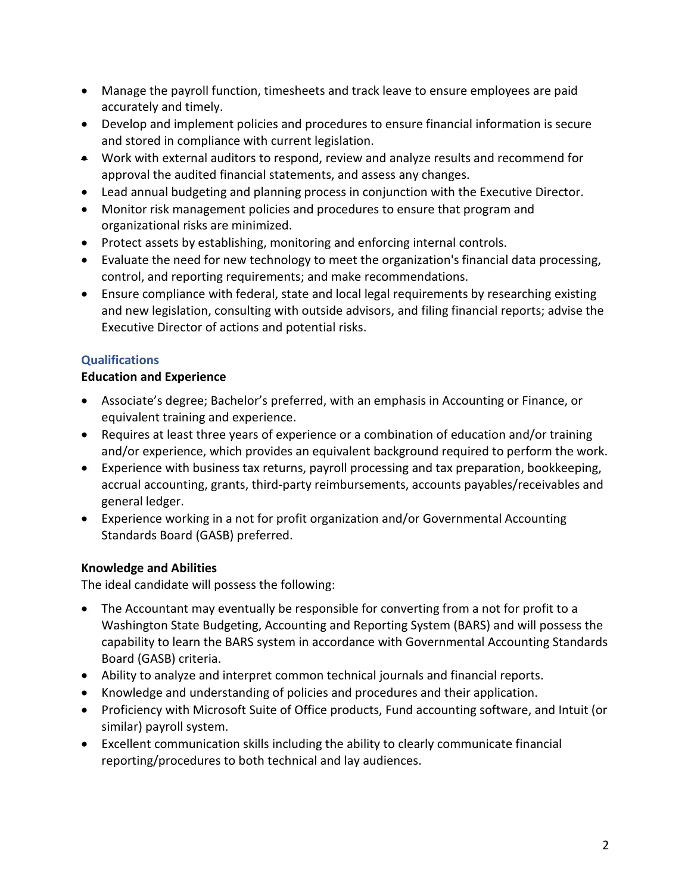- Manage the payroll function, timesheets and track leave to ensure employees are paid accurately and timely.
- Develop and implement policies and procedures to ensure financial information is secure and stored in compliance with current legislation.
- Work with external auditors to respond, review and analyze results and recommend for approval the audited financial statements, and assess any changes.
- Lead annual budgeting and planning process in conjunction with the Executive Director.
- Monitor risk management policies and procedures to ensure that program and organizational risks are minimized.
- Protect assets by establishing, monitoring and enforcing internal controls.
- Evaluate the need for new technology to meet the organization's financial data processing, control, and reporting requirements; and make recommendations.
- Ensure compliance with federal, state and local legal requirements by researching existing and new legislation, consulting with outside advisors, and filing financial reports; advise the Executive Director of actions and potential risks.

## Qualifications

### Education and Experience

- Associate's degree; Bachelor's preferred, with an emphasis in Accounting or Finance, or equivalent training and experience.
- Requires at least three years of experience or a combination of education and/or training and/or experience, which provides an equivalent background required to perform the work.
- Experience with business tax returns, payroll processing and tax preparation, bookkeeping, accrual accounting, grants, third-party reimbursements, accounts payables/receivables and general ledger.
- Experience working in a not for profit organization and/or Governmental Accounting Standards Board (GASB) preferred.

### Knowledge and Abilities

The ideal candidate will possess the following:

- The Accountant may eventually be responsible for converting from a not for profit to a Washington State Budgeting, Accounting and Reporting System (BARS) and will possess the capability to learn the BARS system in accordance with Governmental Accounting Standards Board (GASB) criteria.
- Ability to analyze and interpret common technical journals and financial reports.
- Knowledge and understanding of policies and procedures and their application.
- Proficiency with Microsoft Suite of Office products, Fund accounting software, and Intuit (or similar) payroll system.
- Excellent communication skills including the ability to clearly communicate financial reporting/procedures to both technical and lay audiences.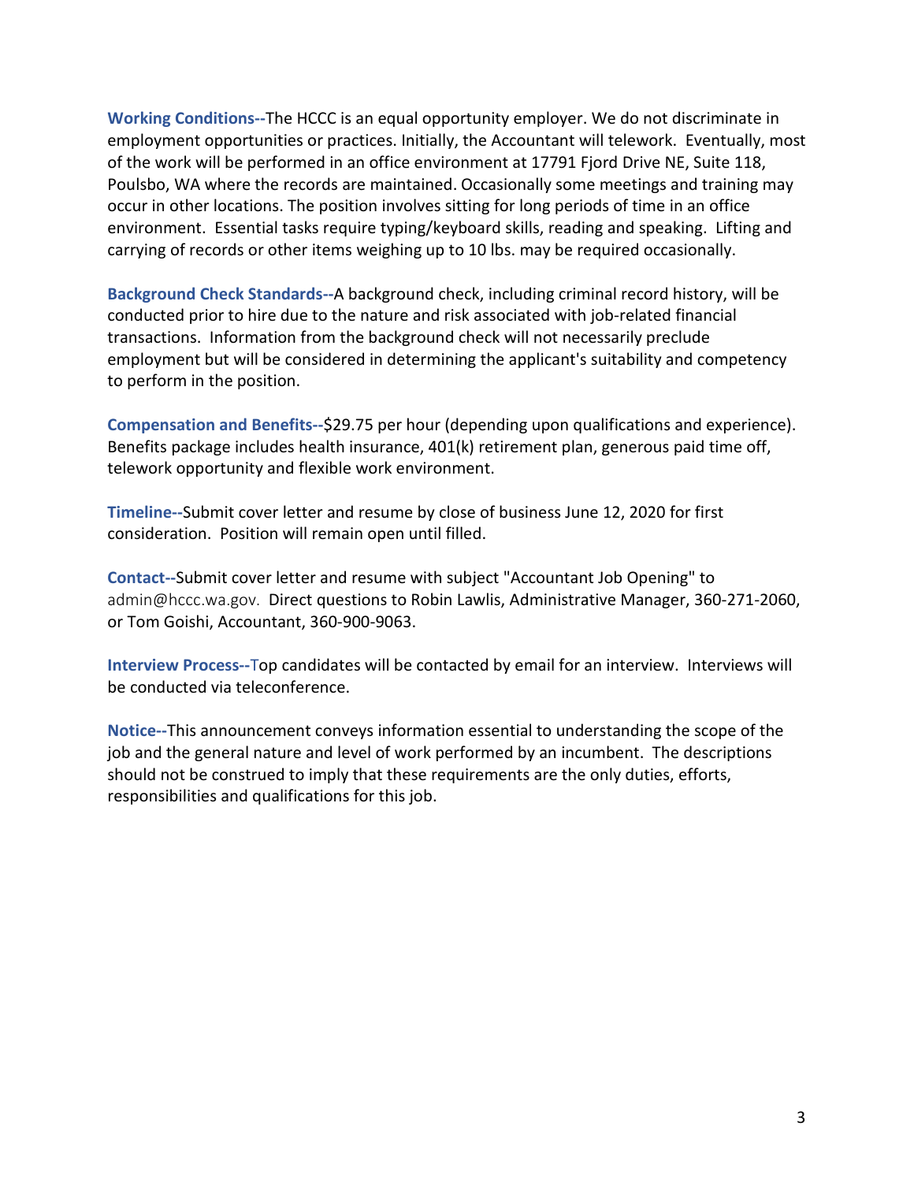**Working Conditions--**The HCCC is an equal opportunity employer. We do not discriminate in employment opportunities or practices. Initially, the Accountant will telework. Eventually, most of the work will be performed in an office environment at 17791 Fjord Drive NE, Suite 118, Poulsbo, WA where the records are maintained. Occasionally some meetings and training may occur in other locations. The position involves sitting for long periods of time in an office environment. Essential tasks require typing/keyboard skills, reading and speaking. Lifting and carrying of records or other items weighing up to 10 lbs. may be required occasionally.

**Background Check Standards--**A background check, including criminal record history, will be conducted prior to hire due to the nature and risk associated with job-related financial transactions. Information from the background check will not necessarily preclude employment but will be considered in determining the applicant's suitability and competency to perform in the position.

**Compensation and Benefits--**$29.75 per hour (depending upon qualifications and experience). Benefits package includes health insurance, 401(k) retirement plan, generous paid time off, telework opportunity and flexible work environment.

**Timeline--**Submit cover letter and resume by close of business June 12, 2020 for first consideration. Position will remain open until filled.

**Contact--**Submit cover letter and resume with subject "Accountant Job Opening" to admin@hccc.wa.gov. Direct questions to Robin Lawlis, Administrative Manager, 360-271-2060, or Tom Goishi, Accountant, 360-900-9063.

**Interview Process--**Top candidates will be contacted by email for an interview. Interviews will be conducted via teleconference.

**Notice--**This announcement conveys information essential to understanding the scope of the job and the general nature and level of work performed by an incumbent. The descriptions should not be construed to imply that these requirements are the only duties, efforts, responsibilities and qualifications for this job.